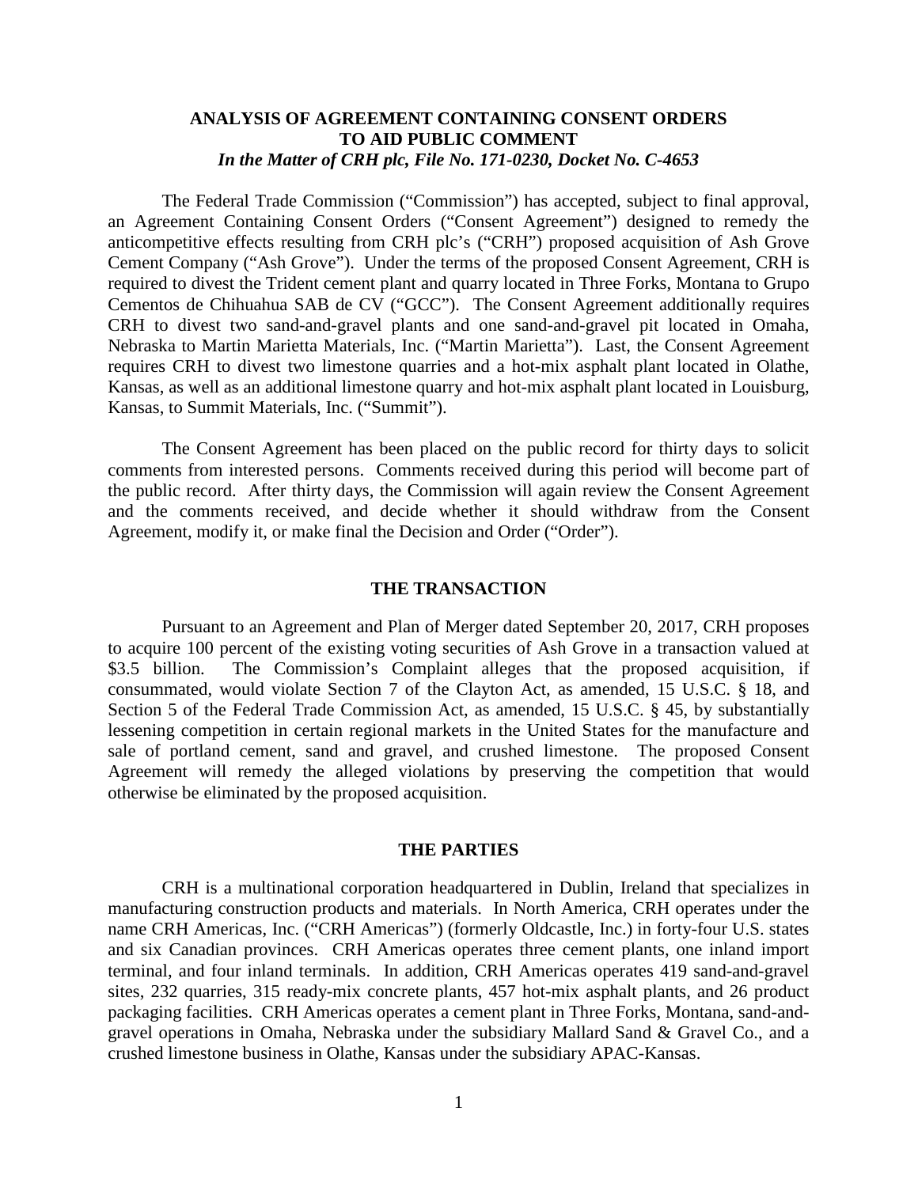# ANALYSIS OF AGREEMENT CONTAINING CONSENT ORDERS TO AID PUBLIC COMMENT

***In the Matter of CRH plc, File No. 171-0230, Docket No. C-4653***

The Federal Trade Commission ("Commission") has accepted, subject to final approval, an Agreement Containing Consent Orders ("Consent Agreement") designed to remedy the anticompetitive effects resulting from CRH plc's ("CRH") proposed acquisition of Ash Grove Cement Company ("Ash Grove"). Under the terms of the proposed Consent Agreement, CRH is required to divest the Trident cement plant and quarry located in Three Forks, Montana to Grupo Cementos de Chihuahua SAB de CV ("GCC"). The Consent Agreement additionally requires CRH to divest two sand-and-gravel plants and one sand-and-gravel pit located in Omaha, Nebraska to Martin Marietta Materials, Inc. ("Martin Marietta"). Last, the Consent Agreement requires CRH to divest two limestone quarries and a hot-mix asphalt plant located in Olathe, Kansas, as well as an additional limestone quarry and hot-mix asphalt plant located in Louisburg, Kansas, to Summit Materials, Inc. ("Summit").

The Consent Agreement has been placed on the public record for thirty days to solicit comments from interested persons. Comments received during this period will become part of the public record. After thirty days, the Commission will again review the Consent Agreement and the comments received, and decide whether it should withdraw from the Consent Agreement, modify it, or make final the Decision and Order ("Order").

## THE TRANSACTION

Pursuant to an Agreement and Plan of Merger dated September 20, 2017, CRH proposes to acquire 100 percent of the existing voting securities of Ash Grove in a transaction valued at $3.5 billion. The Commission's Complaint alleges that the proposed acquisition, if consummated, would violate Section 7 of the Clayton Act, as amended, 15 U.S.C. § 18, and Section 5 of the Federal Trade Commission Act, as amended, 15 U.S.C. § 45, by substantially lessening competition in certain regional markets in the United States for the manufacture and sale of portland cement, sand and gravel, and crushed limestone. The proposed Consent Agreement will remedy the alleged violations by preserving the competition that would otherwise be eliminated by the proposed acquisition.

## THE PARTIES

CRH is a multinational corporation headquartered in Dublin, Ireland that specializes in manufacturing construction products and materials. In North America, CRH operates under the name CRH Americas, Inc. ("CRH Americas") (formerly Oldcastle, Inc.) in forty-four U.S. states and six Canadian provinces. CRH Americas operates three cement plants, one inland import terminal, and four inland terminals. In addition, CRH Americas operates 419 sand-and-gravel sites, 232 quarries, 315 ready-mix concrete plants, 457 hot-mix asphalt plants, and 26 product packaging facilities. CRH Americas operates a cement plant in Three Forks, Montana, sand-and-gravel operations in Omaha, Nebraska under the subsidiary Mallard Sand & Gravel Co., and a crushed limestone business in Olathe, Kansas under the subsidiary APAC-Kansas.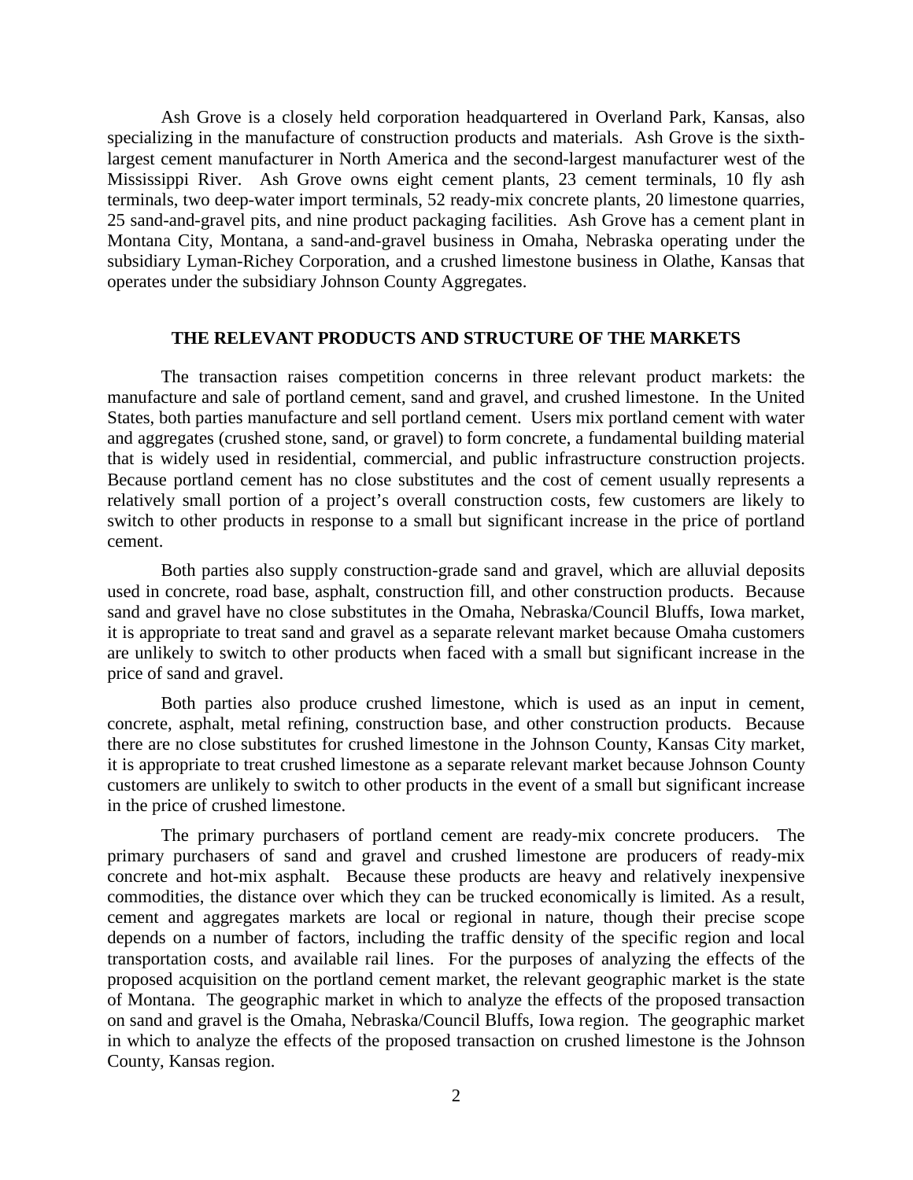Ash Grove is a closely held corporation headquartered in Overland Park, Kansas, also specializing in the manufacture of construction products and materials. Ash Grove is the sixth-largest cement manufacturer in North America and the second-largest manufacturer west of the Mississippi River. Ash Grove owns eight cement plants, 23 cement terminals, 10 fly ash terminals, two deep-water import terminals, 52 ready-mix concrete plants, 20 limestone quarries, 25 sand-and-gravel pits, and nine product packaging facilities. Ash Grove has a cement plant in Montana City, Montana, a sand-and-gravel business in Omaha, Nebraska operating under the subsidiary Lyman-Richey Corporation, and a crushed limestone business in Olathe, Kansas that operates under the subsidiary Johnson County Aggregates.

## THE RELEVANT PRODUCTS AND STRUCTURE OF THE MARKETS

The transaction raises competition concerns in three relevant product markets: the manufacture and sale of portland cement, sand and gravel, and crushed limestone. In the United States, both parties manufacture and sell portland cement. Users mix portland cement with water and aggregates (crushed stone, sand, or gravel) to form concrete, a fundamental building material that is widely used in residential, commercial, and public infrastructure construction projects. Because portland cement has no close substitutes and the cost of cement usually represents a relatively small portion of a project's overall construction costs, few customers are likely to switch to other products in response to a small but significant increase in the price of portland cement.

Both parties also supply construction-grade sand and gravel, which are alluvial deposits used in concrete, road base, asphalt, construction fill, and other construction products. Because sand and gravel have no close substitutes in the Omaha, Nebraska/Council Bluffs, Iowa market, it is appropriate to treat sand and gravel as a separate relevant market because Omaha customers are unlikely to switch to other products when faced with a small but significant increase in the price of sand and gravel.

Both parties also produce crushed limestone, which is used as an input in cement, concrete, asphalt, metal refining, construction base, and other construction products. Because there are no close substitutes for crushed limestone in the Johnson County, Kansas City market, it is appropriate to treat crushed limestone as a separate relevant market because Johnson County customers are unlikely to switch to other products in the event of a small but significant increase in the price of crushed limestone.

The primary purchasers of portland cement are ready-mix concrete producers. The primary purchasers of sand and gravel and crushed limestone are producers of ready-mix concrete and hot-mix asphalt. Because these products are heavy and relatively inexpensive commodities, the distance over which they can be trucked economically is limited. As a result, cement and aggregates markets are local or regional in nature, though their precise scope depends on a number of factors, including the traffic density of the specific region and local transportation costs, and available rail lines. For the purposes of analyzing the effects of the proposed acquisition on the portland cement market, the relevant geographic market is the state of Montana. The geographic market in which to analyze the effects of the proposed transaction on sand and gravel is the Omaha, Nebraska/Council Bluffs, Iowa region. The geographic market in which to analyze the effects of the proposed transaction on crushed limestone is the Johnson County, Kansas region.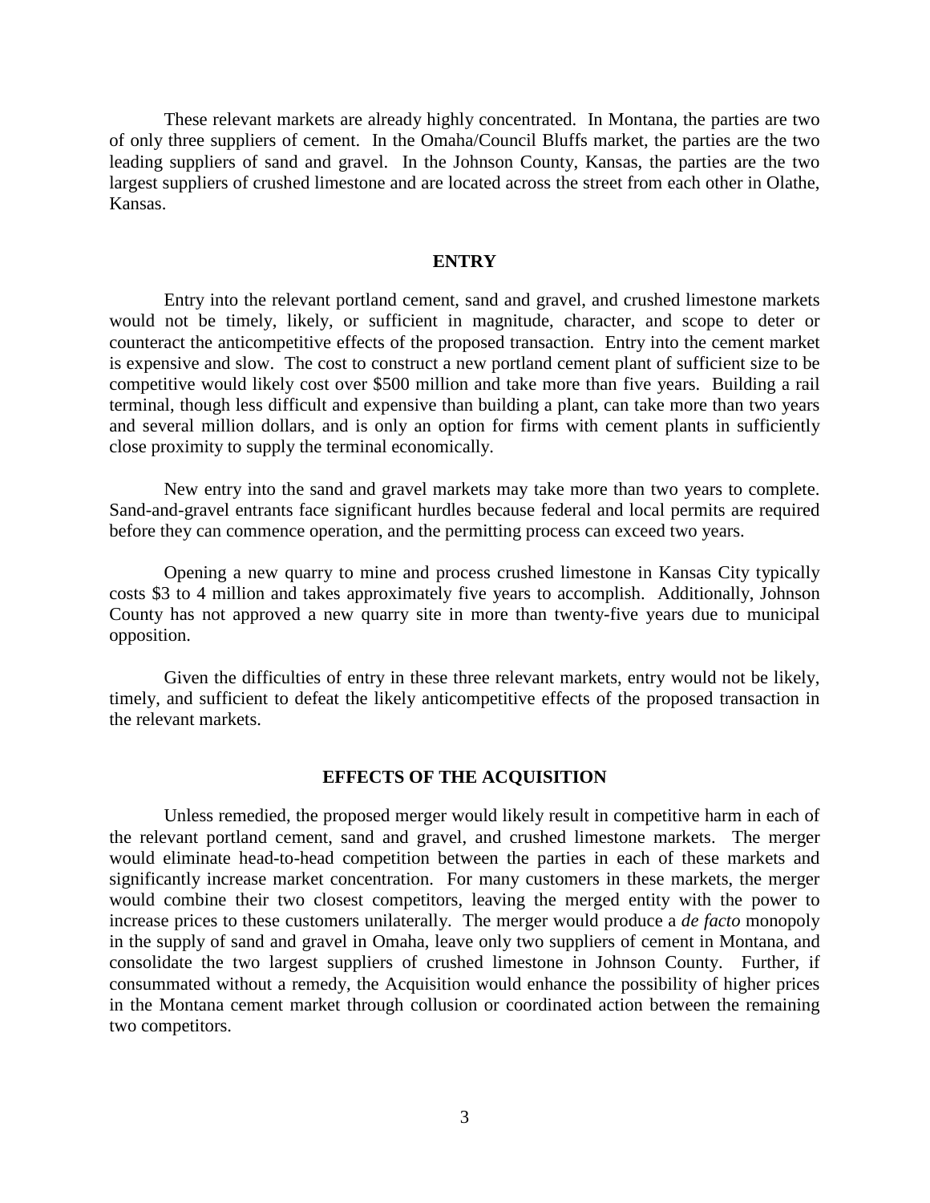These relevant markets are already highly concentrated. In Montana, the parties are two of only three suppliers of cement. In the Omaha/Council Bluffs market, the parties are the two leading suppliers of sand and gravel. In the Johnson County, Kansas, the parties are the two largest suppliers of crushed limestone and are located across the street from each other in Olathe, Kansas.

## ENTRY

Entry into the relevant portland cement, sand and gravel, and crushed limestone markets would not be timely, likely, or sufficient in magnitude, character, and scope to deter or counteract the anticompetitive effects of the proposed transaction. Entry into the cement market is expensive and slow. The cost to construct a new portland cement plant of sufficient size to be competitive would likely cost over $500 million and take more than five years. Building a rail terminal, though less difficult and expensive than building a plant, can take more than two years and several million dollars, and is only an option for firms with cement plants in sufficiently close proximity to supply the terminal economically.

New entry into the sand and gravel markets may take more than two years to complete. Sand-and-gravel entrants face significant hurdles because federal and local permits are required before they can commence operation, and the permitting process can exceed two years.

Opening a new quarry to mine and process crushed limestone in Kansas City typically costs $3 to 4 million and takes approximately five years to accomplish. Additionally, Johnson County has not approved a new quarry site in more than twenty-five years due to municipal opposition.

Given the difficulties of entry in these three relevant markets, entry would not be likely, timely, and sufficient to defeat the likely anticompetitive effects of the proposed transaction in the relevant markets.

## EFFECTS OF THE ACQUISITION

Unless remedied, the proposed merger would likely result in competitive harm in each of the relevant portland cement, sand and gravel, and crushed limestone markets. The merger would eliminate head-to-head competition between the parties in each of these markets and significantly increase market concentration. For many customers in these markets, the merger would combine their two closest competitors, leaving the merged entity with the power to increase prices to these customers unilaterally. The merger would produce a *de facto* monopoly in the supply of sand and gravel in Omaha, leave only two suppliers of cement in Montana, and consolidate the two largest suppliers of crushed limestone in Johnson County. Further, if consummated without a remedy, the Acquisition would enhance the possibility of higher prices in the Montana cement market through collusion or coordinated action between the remaining two competitors.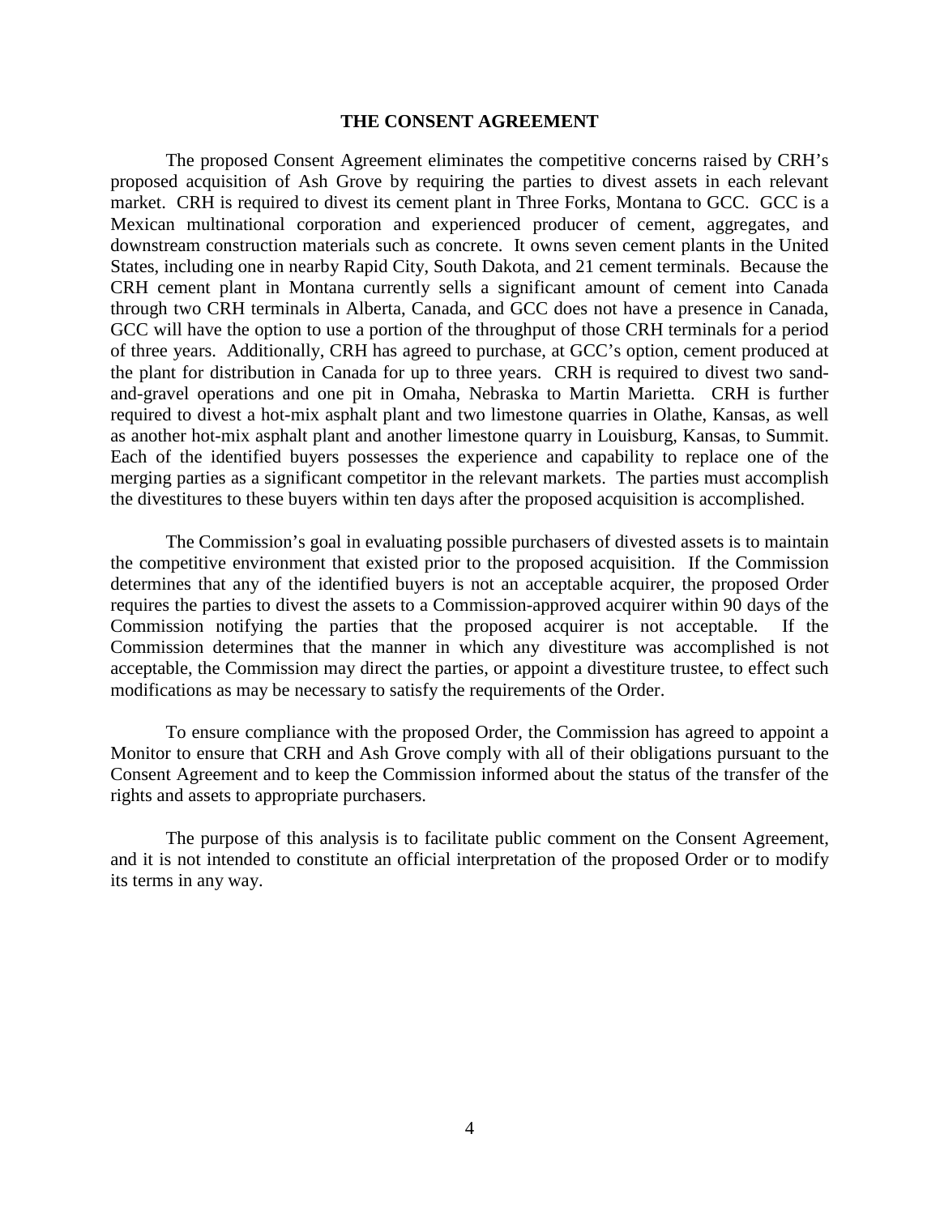## THE CONSENT AGREEMENT

The proposed Consent Agreement eliminates the competitive concerns raised by CRH's proposed acquisition of Ash Grove by requiring the parties to divest assets in each relevant market. CRH is required to divest its cement plant in Three Forks, Montana to GCC. GCC is a Mexican multinational corporation and experienced producer of cement, aggregates, and downstream construction materials such as concrete. It owns seven cement plants in the United States, including one in nearby Rapid City, South Dakota, and 21 cement terminals. Because the CRH cement plant in Montana currently sells a significant amount of cement into Canada through two CRH terminals in Alberta, Canada, and GCC does not have a presence in Canada, GCC will have the option to use a portion of the throughput of those CRH terminals for a period of three years. Additionally, CRH has agreed to purchase, at GCC's option, cement produced at the plant for distribution in Canada for up to three years. CRH is required to divest two sand-and-gravel operations and one pit in Omaha, Nebraska to Martin Marietta. CRH is further required to divest a hot-mix asphalt plant and two limestone quarries in Olathe, Kansas, as well as another hot-mix asphalt plant and another limestone quarry in Louisburg, Kansas, to Summit. Each of the identified buyers possesses the experience and capability to replace one of the merging parties as a significant competitor in the relevant markets. The parties must accomplish the divestitures to these buyers within ten days after the proposed acquisition is accomplished.

The Commission's goal in evaluating possible purchasers of divested assets is to maintain the competitive environment that existed prior to the proposed acquisition. If the Commission determines that any of the identified buyers is not an acceptable acquirer, the proposed Order requires the parties to divest the assets to a Commission-approved acquirer within 90 days of the Commission notifying the parties that the proposed acquirer is not acceptable. If the Commission determines that the manner in which any divestiture was accomplished is not acceptable, the Commission may direct the parties, or appoint a divestiture trustee, to effect such modifications as may be necessary to satisfy the requirements of the Order.

To ensure compliance with the proposed Order, the Commission has agreed to appoint a Monitor to ensure that CRH and Ash Grove comply with all of their obligations pursuant to the Consent Agreement and to keep the Commission informed about the status of the transfer of the rights and assets to appropriate purchasers.

The purpose of this analysis is to facilitate public comment on the Consent Agreement, and it is not intended to constitute an official interpretation of the proposed Order or to modify its terms in any way.